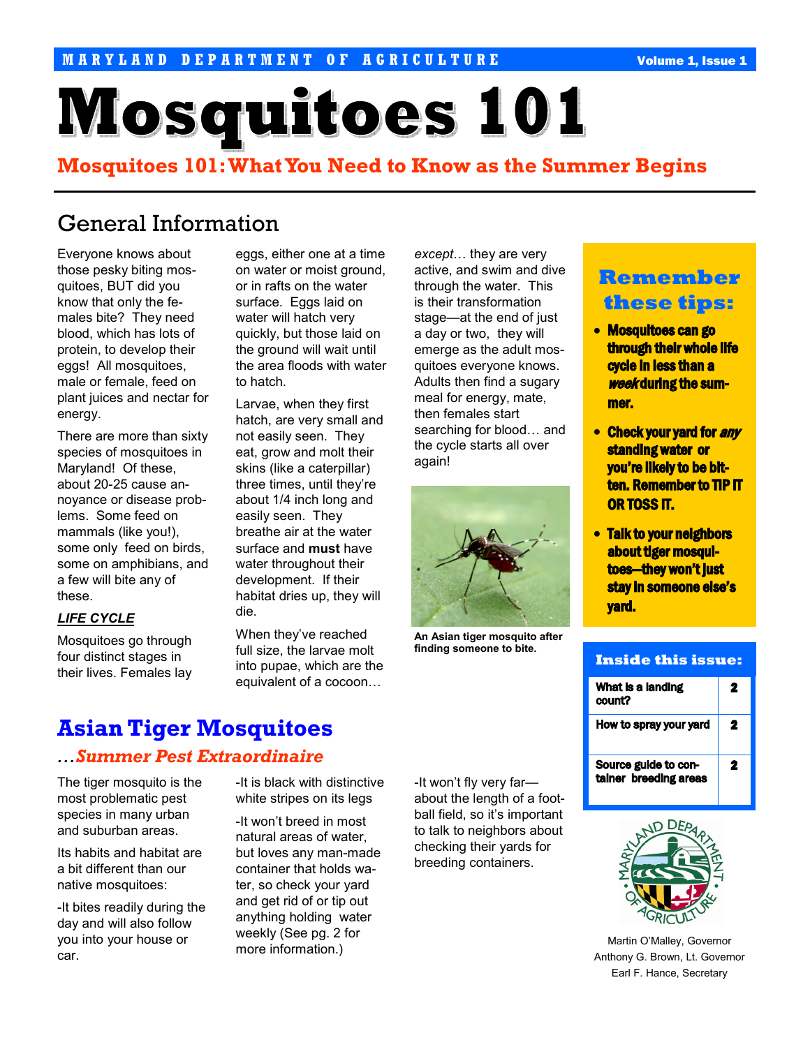MARYLAND DEPARTMENT OF AGRICULTURE

# Mosquitoes 101

## Mosquitoes 101: What You Need to Know as the Summer Begins

## General Information

Everyone knows about those pesky biting mosquitoes, BUT did you know that only the females bite? They need blood, which has lots of protein, to develop their eggs! All mosquitoes, male or female, feed on plant juices and nectar for energy.

There are more than sixty species of mosquitoes in Maryland! Of these, about 20-25 cause annoyance or disease problems. Some feed on mammals (like you!), some only feed on birds, some on amphibians, and a few will bite any of these.

***LIFE CYCLE***

Mosquitoes go through four distinct stages in their lives. Females lay eggs, either one at a time on water or moist ground, or in rafts on the water surface. Eggs laid on water will hatch very quickly, but those laid on the ground will wait until the area floods with water to hatch.

Larvae, when they first hatch, are very small and not easily seen. They eat, grow and molt their skins (like a caterpillar) three times, until they're about 1/4 inch long and easily seen. They breathe air at the water surface and **must** have water throughout their development. If their habitat dries up, they will die.

When they've reached full size, the larvae molt into pupae, which are the equivalent of a cocoon… *except*… they are very active, and swim and dive through the water. This is their transformation stage—at the end of just a day or two, they will emerge as the adult mosquitoes everyone knows. Adults then find a sugary meal for energy, mate, then females start searching for blood… and the cycle starts all over again!

**An Asian tiger mosquito after finding someone to bite.**

### Remember these tips:

- **Mosquitoes can go through their whole life cycle in less than a *week* during the summer.**
- **Check your yard for *any* standing water or you're likely to be bitten. Remember to TIP IT OR TOSS IT.**
- **Talk to your neighbors about tiger mosquitoes—they won't just stay in someone else's yard.**

### Inside this issue:

| | |
|---|---|
| What is a landing count? | 2 |
| How to spray your yard | 2 |
| Source guide to container breeding areas | 2 |

Martin O'Malley, Governor
Anthony G. Brown, Lt. Governor
Earl F. Hance, Secretary

## Asian Tiger Mosquitoes

### …*Summer Pest Extraordinaire*

The tiger mosquito is the most problematic pest species in many urban and suburban areas.

Its habits and habitat are a bit different than our native mosquitoes:

-It bites readily during the day and will also follow you into your house or car.

-It is black with distinctive white stripes on its legs

-It won't breed in most natural areas of water, but loves any man-made container that holds water, so check your yard and get rid of or tip out anything holding water weekly (See pg. 2 for more information.)

-It won't fly very far—about the length of a football field, so it's important to talk to neighbors about checking their yards for breeding containers.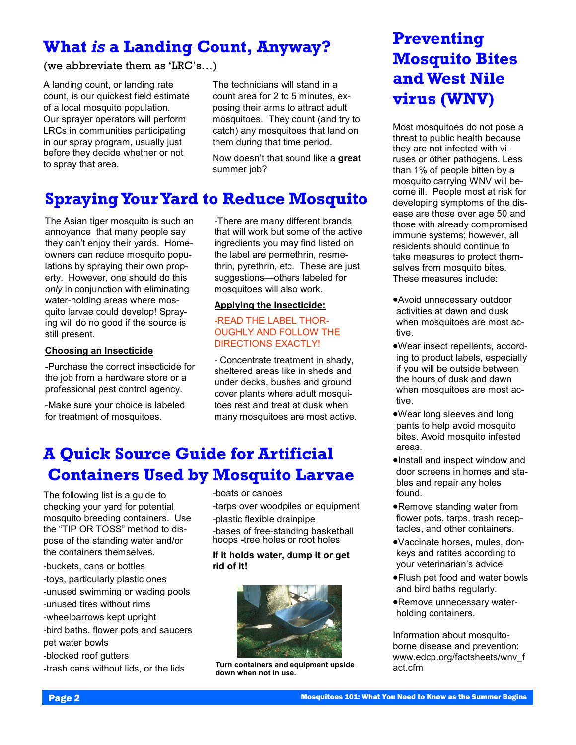## What *is* a Landing Count, Anyway?

(we abbreviate them as 'LRC's…)

A landing count, or landing rate count, is our quickest field estimate of a local mosquito population. Our sprayer operators will perform LRCs in communities participating in our spray program, usually just before they decide whether or not to spray that area.

The technicians will stand in a count area for 2 to 5 minutes, exposing their arms to attract adult mosquitoes. They count (and try to catch) any mosquitoes that land on them during that time period.

Now doesn't that sound like a **great** summer job?

## Spraying Your Yard to Reduce Mosquito

The Asian tiger mosquito is such an annoyance that many people say they can't enjoy their yards. Homeowners can reduce mosquito populations by spraying their own property. However, one should do this *only* in conjunction with eliminating water-holding areas where mosquito larvae could develop! Spraying will do no good if the source is still present.

**Choosing an Insecticide**

-Purchase the correct insecticide for the job from a hardware store or a professional pest control agency.

-Make sure your choice is labeled for treatment of mosquitoes.

-There are many different brands that will work but some of the active ingredients you may find listed on the label are permethrin, resmethrin, pyrethrin, etc. These are just suggestions—others labeled for mosquitoes will also work.

**Applying the Insecticide:**

-READ THE LABEL THOROUGHLY AND FOLLOW THE DIRECTIONS EXACTLY!

- Concentrate treatment in shady, sheltered areas like in sheds and under decks, bushes and ground cover plants where adult mosquitoes rest and treat at dusk when many mosquitoes are most active.

## A Quick Source Guide for Artificial Containers Used by Mosquito Larvae

The following list is a guide to checking your yard for potential mosquito breeding containers. Use the "TIP OR TOSS" method to dispose of the standing water and/or the containers themselves.

-buckets, cans or bottles
-toys, particularly plastic ones
-unused swimming or wading pools
-unused tires without rims
-wheelbarrows kept upright
-bird baths. flower pots and saucers pet water bowls
-blocked roof gutters
-trash cans without lids, or the lids
-boats or canoes
-tarps over woodpiles or equipment
-plastic flexible drainpipe
-bases of free-standing basketball hoops -tree holes or root holes

**If it holds water, dump it or get rid of it!**

**Turn containers and equipment upside down when not in use.**

## Preventing Mosquito Bites and West Nile virus (WNV)

Most mosquitoes do not pose a threat to public health because they are not infected with viruses or other pathogens. Less than 1% of people bitten by a mosquito carrying WNV will become ill. People most at risk for developing symptoms of the disease are those over age 50 and those with already compromised immune systems; however, all residents should continue to take measures to protect themselves from mosquito bites. These measures include:

- Avoid unnecessary outdoor activities at dawn and dusk when mosquitoes are most active.
- Wear insect repellents, according to product labels, especially if you will be outside between the hours of dusk and dawn when mosquitoes are most active.
- Wear long sleeves and long pants to help avoid mosquito bites. Avoid mosquito infested areas.
- Install and inspect window and door screens in homes and stables and repair any holes found.
- Remove standing water from flower pots, tarps, trash receptacles, and other containers.
- Vaccinate horses, mules, donkeys and ratites according to your veterinarian's advice.
- Flush pet food and water bowls and bird baths regularly.
- Remove unnecessary water-holding containers.

Information about mosquito-borne disease and prevention: www.edcp.org/factsheets/wnv_fact.cfm